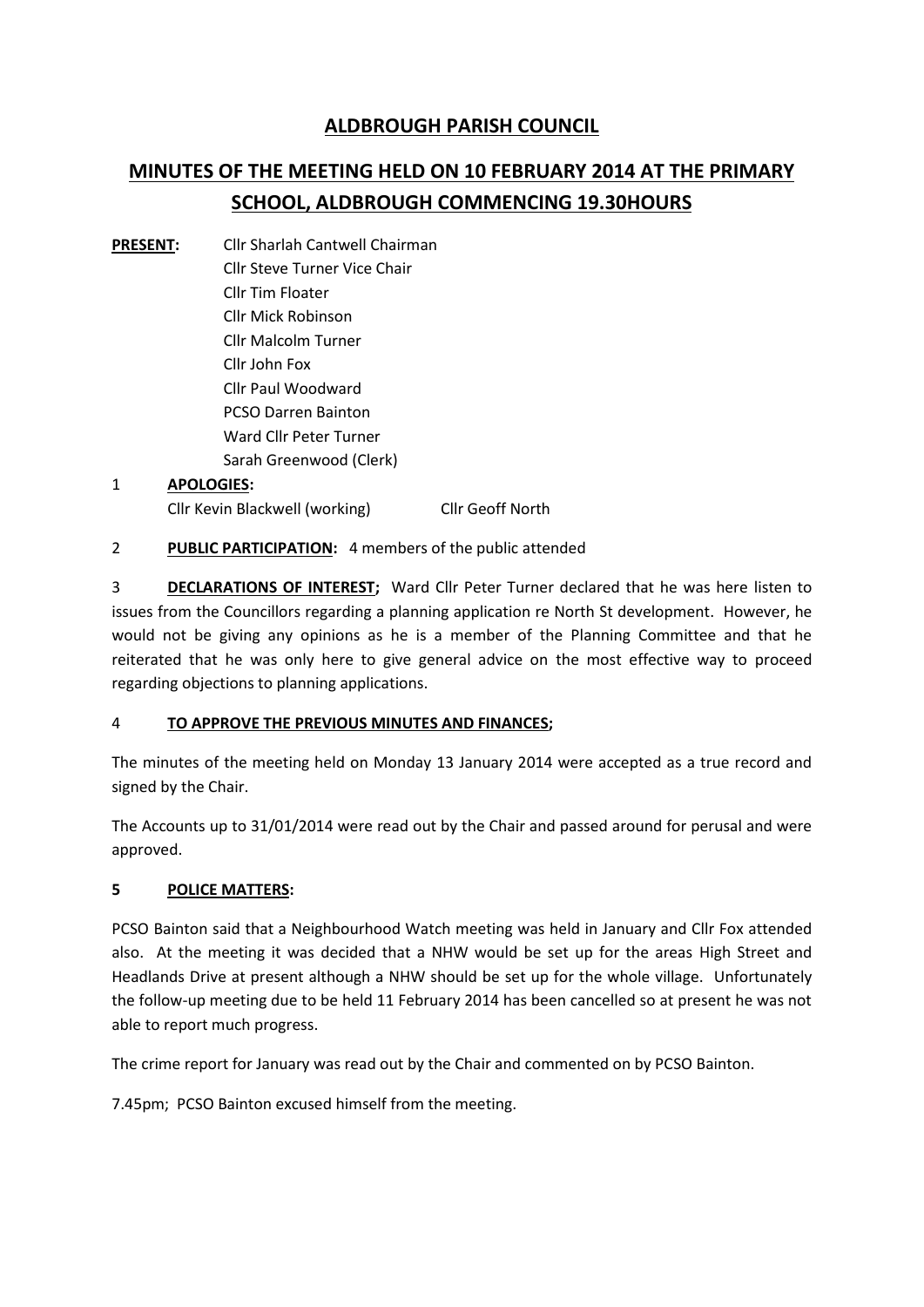# ALDBROUGH PARISH COUNCIL

## MINUTES OF THE MEETING HELD ON 10 FEBRUARY 2014 AT THE PRIMARY SCHOOL, ALDBROUGH COMMENCING 19.30HOURS

**PRESENT:**
Cllr Sharlah Cantwell Chairman
Cllr Steve Turner Vice Chair
Cllr Tim Floater
Cllr Mick Robinson
Cllr Malcolm Turner
Cllr John Fox
Cllr Paul Woodward
PCSO Darren Bainton
Ward Cllr Peter Turner
Sarah Greenwood (Clerk)

**1 APOLOGIES:**

Cllr Kevin Blackwell (working) Cllr Geoff North

**2 PUBLIC PARTICIPATION:** 4 members of the public attended

**3 DECLARATIONS OF INTEREST;** Ward Cllr Peter Turner declared that he was here listen to issues from the Councillors regarding a planning application re North St development. However, he would not be giving any opinions as he is a member of the Planning Committee and that he reiterated that he was only here to give general advice on the most effective way to proceed regarding objections to planning applications.

**4 TO APPROVE THE PREVIOUS MINUTES AND FINANCES;**

The minutes of the meeting held on Monday 13 January 2014 were accepted as a true record and signed by the Chair.

The Accounts up to 31/01/2014 were read out by the Chair and passed around for perusal and were approved.

**5 POLICE MATTERS:**

PCSO Bainton said that a Neighbourhood Watch meeting was held in January and Cllr Fox attended also. At the meeting it was decided that a NHW would be set up for the areas High Street and Headlands Drive at present although a NHW should be set up for the whole village. Unfortunately the follow-up meeting due to be held 11 February 2014 has been cancelled so at present he was not able to report much progress.

The crime report for January was read out by the Chair and commented on by PCSO Bainton.

7.45pm; PCSO Bainton excused himself from the meeting.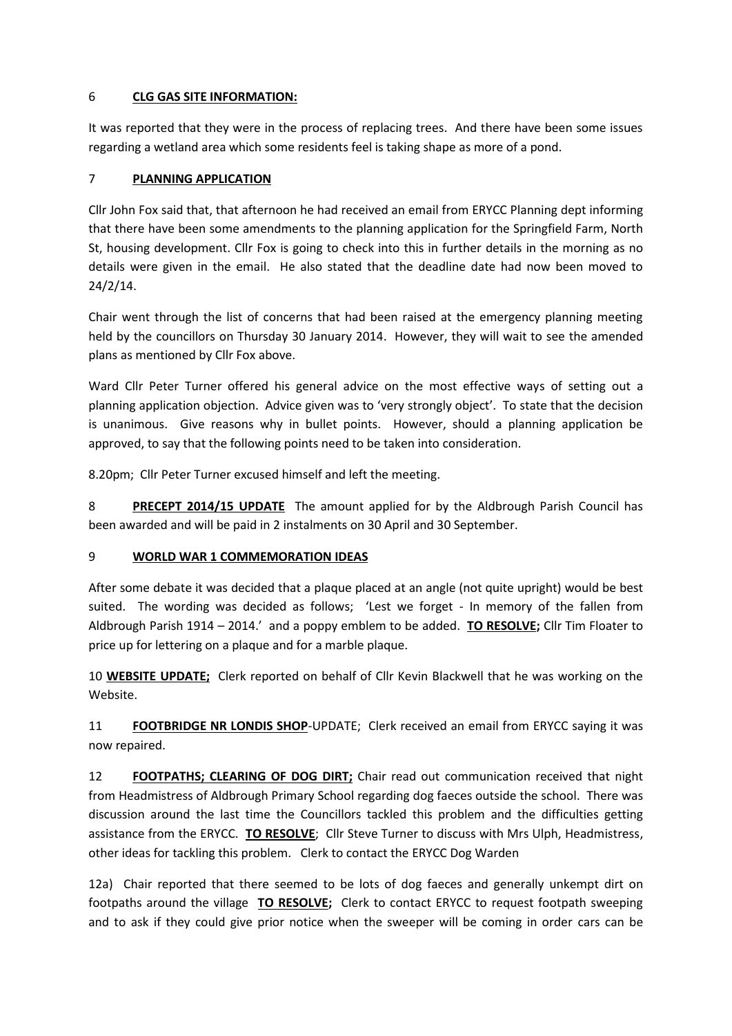6 **CLG GAS SITE INFORMATION:**

It was reported that they were in the process of replacing trees. And there have been some issues regarding a wetland area which some residents feel is taking shape as more of a pond.

7 **PLANNING APPLICATION**

Cllr John Fox said that, that afternoon he had received an email from ERYCC Planning dept informing that there have been some amendments to the planning application for the Springfield Farm, North St, housing development. Cllr Fox is going to check into this in further details in the morning as no details were given in the email. He also stated that the deadline date had now been moved to 24/2/14.

Chair went through the list of concerns that had been raised at the emergency planning meeting held by the councillors on Thursday 30 January 2014. However, they will wait to see the amended plans as mentioned by Cllr Fox above.

Ward Cllr Peter Turner offered his general advice on the most effective ways of setting out a planning application objection. Advice given was to 'very strongly object'. To state that the decision is unanimous. Give reasons why in bullet points. However, should a planning application be approved, to say that the following points need to be taken into consideration.

8.20pm; Cllr Peter Turner excused himself and left the meeting.

8 **PRECEPT 2014/15 UPDATE** The amount applied for by the Aldbrough Parish Council has been awarded and will be paid in 2 instalments on 30 April and 30 September.

9 **WORLD WAR 1 COMMEMORATION IDEAS**

After some debate it was decided that a plaque placed at an angle (not quite upright) would be best suited. The wording was decided as follows; 'Lest we forget - In memory of the fallen from Aldbrough Parish 1914 – 2014.' and a poppy emblem to be added. **TO RESOLVE;** Cllr Tim Floater to price up for lettering on a plaque and for a marble plaque.

10 **WEBSITE UPDATE;** Clerk reported on behalf of Cllr Kevin Blackwell that he was working on the Website.

11 **FOOTBRIDGE NR LONDIS SHOP**-UPDATE; Clerk received an email from ERYCC saying it was now repaired.

12 **FOOTPATHS; CLEARING OF DOG DIRT;** Chair read out communication received that night from Headmistress of Aldbrough Primary School regarding dog faeces outside the school. There was discussion around the last time the Councillors tackled this problem and the difficulties getting assistance from the ERYCC. **TO RESOLVE**; Cllr Steve Turner to discuss with Mrs Ulph, Headmistress, other ideas for tackling this problem. Clerk to contact the ERYCC Dog Warden

12a) Chair reported that there seemed to be lots of dog faeces and generally unkempt dirt on footpaths around the village **TO RESOLVE;** Clerk to contact ERYCC to request footpath sweeping and to ask if they could give prior notice when the sweeper will be coming in order cars can be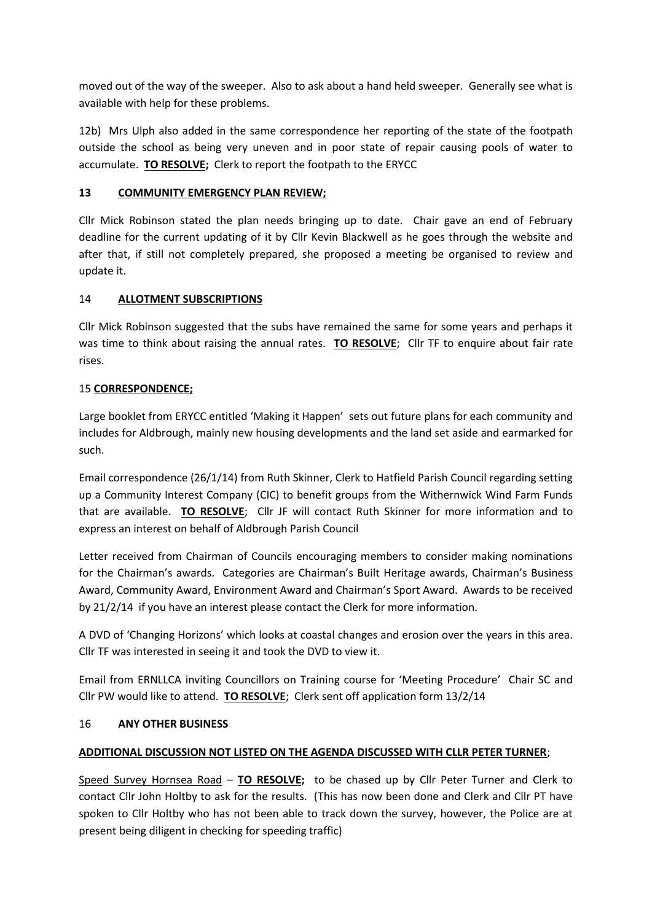moved out of the way of the sweeper. Also to ask about a hand held sweeper. Generally see what is available with help for these problems.

12b) Mrs Ulph also added in the same correspondence her reporting of the state of the footpath outside the school as being very uneven and in poor state of repair causing pools of water to accumulate. **<u>TO RESOLVE</u>;** Clerk to report the footpath to the ERYCC

## 13 <u>COMMUNITY EMERGENCY PLAN REVIEW;</u>

Cllr Mick Robinson stated the plan needs bringing up to date. Chair gave an end of February deadline for the current updating of it by Cllr Kevin Blackwell as he goes through the website and after that, if still not completely prepared, she proposed a meeting be organised to review and update it.

## 14 <u>ALLOTMENT SUBSCRIPTIONS</u>

Cllr Mick Robinson suggested that the subs have remained the same for some years and perhaps it was time to think about raising the annual rates. **<u>TO RESOLVE</u>**; Cllr TF to enquire about fair rate rises.

## 15 <u>CORRESPONDENCE;</u>

Large booklet from ERYCC entitled 'Making it Happen' sets out future plans for each community and includes for Aldbrough, mainly new housing developments and the land set aside and earmarked for such.

Email correspondence (26/1/14) from Ruth Skinner, Clerk to Hatfield Parish Council regarding setting up a Community Interest Company (CIC) to benefit groups from the Withernwick Wind Farm Funds that are available. **<u>TO RESOLVE</u>**; Cllr JF will contact Ruth Skinner for more information and to express an interest on behalf of Aldbrough Parish Council

Letter received from Chairman of Councils encouraging members to consider making nominations for the Chairman's awards. Categories are Chairman's Built Heritage awards, Chairman's Business Award, Community Award, Environment Award and Chairman's Sport Award. Awards to be received by 21/2/14 if you have an interest please contact the Clerk for more information.

A DVD of 'Changing Horizons' which looks at coastal changes and erosion over the years in this area. Cllr TF was interested in seeing it and took the DVD to view it.

Email from ERNLLCA inviting Councillors on Training course for 'Meeting Procedure' Chair SC and Cllr PW would like to attend. **<u>TO RESOLVE</u>**; Clerk sent off application form 13/2/14

## 16 ANY OTHER BUSINESS

**<u>ADDITIONAL DISCUSSION NOT LISTED ON THE AGENDA DISCUSSED WITH CLLR PETER TURNER</u>**;

<u>Speed Survey Hornsea Road</u> – **<u>TO RESOLVE</u>;** to be chased up by Cllr Peter Turner and Clerk to contact Cllr John Holtby to ask for the results. (This has now been done and Clerk and Cllr PT have spoken to Cllr Holtby who has not been able to track down the survey, however, the Police are at present being diligent in checking for speeding traffic)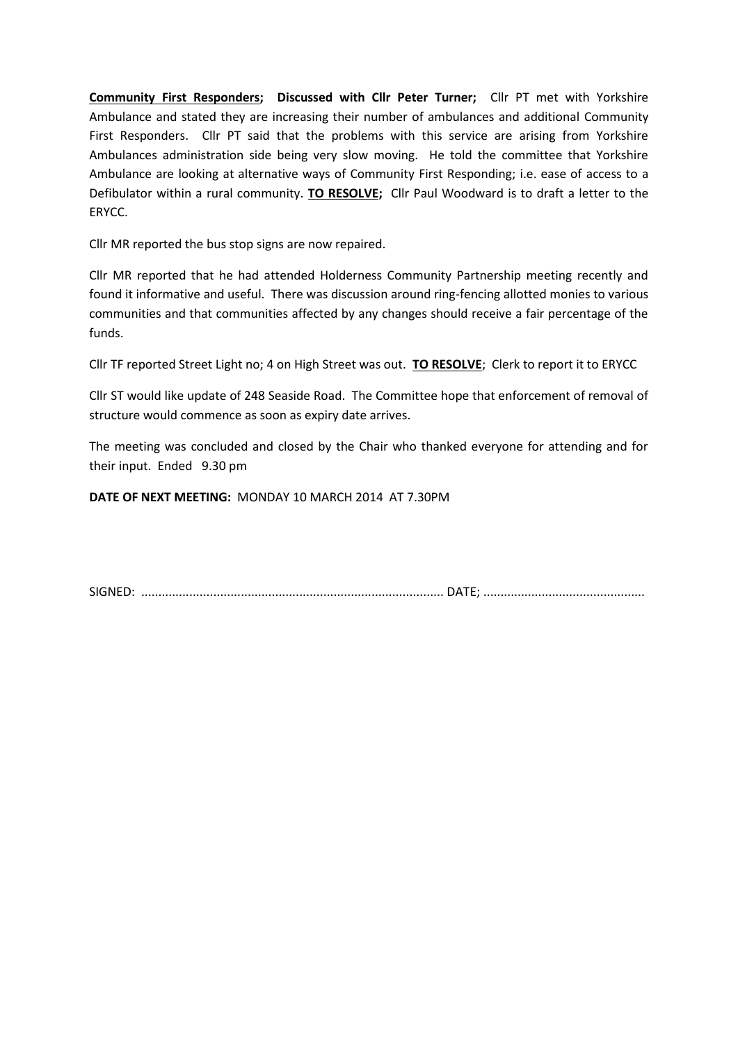**<u>Community First Responders</u>; Discussed with Cllr Peter Turner;** Cllr PT met with Yorkshire Ambulance and stated they are increasing their number of ambulances and additional Community First Responders. Cllr PT said that the problems with this service are arising from Yorkshire Ambulances administration side being very slow moving. He told the committee that Yorkshire Ambulance are looking at alternative ways of Community First Responding; i.e. ease of access to a Defibulator within a rural community. **<u>TO RESOLVE</u>;** Cllr Paul Woodward is to draft a letter to the ERYCC.

Cllr MR reported the bus stop signs are now repaired.

Cllr MR reported that he had attended Holderness Community Partnership meeting recently and found it informative and useful. There was discussion around ring-fencing allotted monies to various communities and that communities affected by any changes should receive a fair percentage of the funds.

Cllr TF reported Street Light no; 4 on High Street was out. **<u>TO RESOLVE</u>**; Clerk to report it to ERYCC

Cllr ST would like update of 248 Seaside Road. The Committee hope that enforcement of removal of structure would commence as soon as expiry date arrives.

The meeting was concluded and closed by the Chair who thanked everyone for attending and for their input. Ended 9.30 pm

**DATE OF NEXT MEETING:** MONDAY 10 MARCH 2014 AT 7.30PM

SIGNED: ....................................................................................... DATE; ..............................................